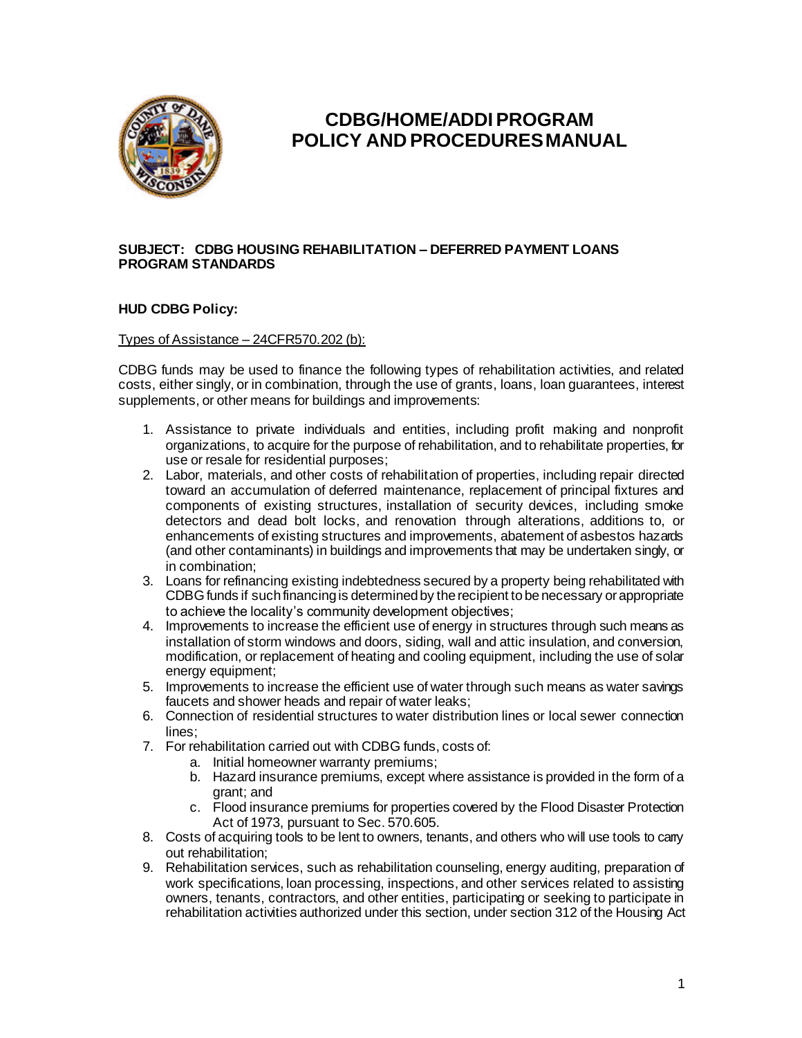# CDBG/HOME/ADDI PROGRAM POLICY AND PROCEDURES MANUAL

**SUBJECT: CDBG HOUSING REHABILITATION – DEFERRED PAYMENT LOANS PROGRAM STANDARDS**

**HUD CDBG Policy:**

Types of Assistance – 24CFR570.202 (b):

CDBG funds may be used to finance the following types of rehabilitation activities, and related costs, either singly, or in combination, through the use of grants, loans, loan guarantees, interest supplements, or other means for buildings and improvements:

1. Assistance to private individuals and entities, including profit making and nonprofit organizations, to acquire for the purpose of rehabilitation, and to rehabilitate properties, for use or resale for residential purposes;
2. Labor, materials, and other costs of rehabilitation of properties, including repair directed toward an accumulation of deferred maintenance, replacement of principal fixtures and components of existing structures, installation of security devices, including smoke detectors and dead bolt locks, and renovation through alterations, additions to, or enhancements of existing structures and improvements, abatement of asbestos hazards (and other contaminants) in buildings and improvements that may be undertaken singly, or in combination;
3. Loans for refinancing existing indebtedness secured by a property being rehabilitated with CDBG funds if such financing is determined by the recipient to be necessary or appropriate to achieve the locality's community development objectives;
4. Improvements to increase the efficient use of energy in structures through such means as installation of storm windows and doors, siding, wall and attic insulation, and conversion, modification, or replacement of heating and cooling equipment, including the use of solar energy equipment;
5. Improvements to increase the efficient use of water through such means as water savings faucets and shower heads and repair of water leaks;
6. Connection of residential structures to water distribution lines or local sewer connection lines;
7. For rehabilitation carried out with CDBG funds, costs of:
   a. Initial homeowner warranty premiums;
   b. Hazard insurance premiums, except where assistance is provided in the form of a grant; and
   c. Flood insurance premiums for properties covered by the Flood Disaster Protection Act of 1973, pursuant to Sec. 570.605.
8. Costs of acquiring tools to be lent to owners, tenants, and others who will use tools to carry out rehabilitation;
9. Rehabilitation services, such as rehabilitation counseling, energy auditing, preparation of work specifications, loan processing, inspections, and other services related to assisting owners, tenants, contractors, and other entities, participating or seeking to participate in rehabilitation activities authorized under this section, under section 312 of the Housing Act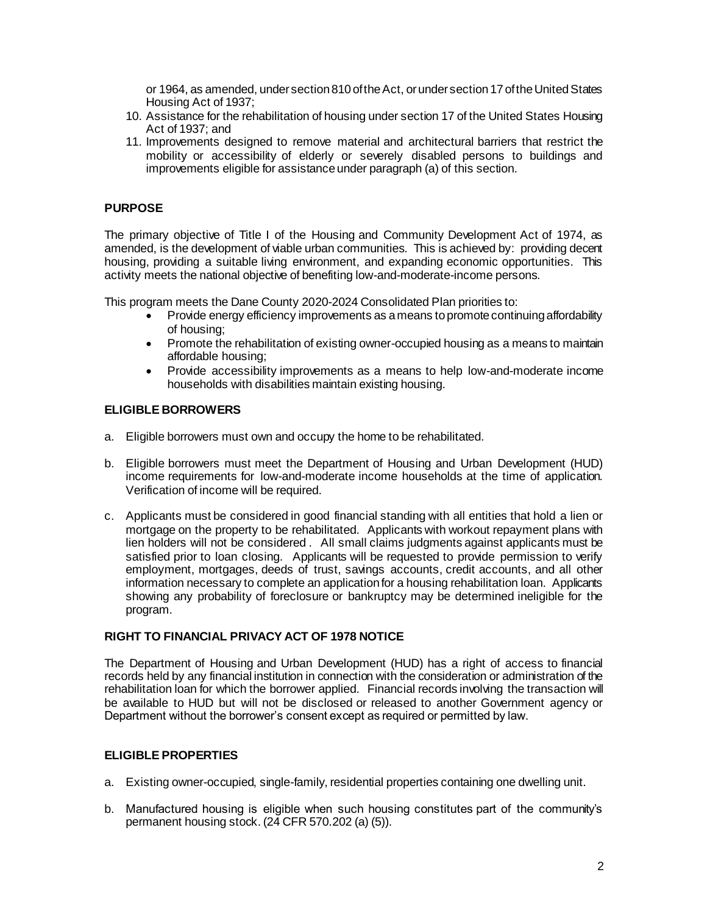or 1964, as amended, under section 810 of the Act, or under section 17 of the United States Housing Act of 1937;

10. Assistance for the rehabilitation of housing under section 17 of the United States Housing Act of 1937; and
11. Improvements designed to remove material and architectural barriers that restrict the mobility or accessibility of elderly or severely disabled persons to buildings and improvements eligible for assistance under paragraph (a) of this section.

**PURPOSE**

The primary objective of Title I of the Housing and Community Development Act of 1974, as amended, is the development of viable urban communities. This is achieved by: providing decent housing, providing a suitable living environment, and expanding economic opportunities. This activity meets the national objective of benefiting low-and-moderate-income persons.

This program meets the Dane County 2020-2024 Consolidated Plan priorities to:

- Provide energy efficiency improvements as a means to promote continuing affordability of housing;
- Promote the rehabilitation of existing owner-occupied housing as a means to maintain affordable housing;
- Provide accessibility improvements as a means to help low-and-moderate income households with disabilities maintain existing housing.

**ELIGIBLE BORROWERS**

a. Eligible borrowers must own and occupy the home to be rehabilitated.

b. Eligible borrowers must meet the Department of Housing and Urban Development (HUD) income requirements for low-and-moderate income households at the time of application. Verification of income will be required.

c. Applicants must be considered in good financial standing with all entities that hold a lien or mortgage on the property to be rehabilitated. Applicants with workout repayment plans with lien holders will not be considered . All small claims judgments against applicants must be satisfied prior to loan closing. Applicants will be requested to provide permission to verify employment, mortgages, deeds of trust, savings accounts, credit accounts, and all other information necessary to complete an application for a housing rehabilitation loan. Applicants showing any probability of foreclosure or bankruptcy may be determined ineligible for the program.

**RIGHT TO FINANCIAL PRIVACY ACT OF 1978 NOTICE**

The Department of Housing and Urban Development (HUD) has a right of access to financial records held by any financial institution in connection with the consideration or administration of the rehabilitation loan for which the borrower applied. Financial records involving the transaction will be available to HUD but will not be disclosed or released to another Government agency or Department without the borrower's consent except as required or permitted by law.

**ELIGIBLE PROPERTIES**

a. Existing owner-occupied, single-family, residential properties containing one dwelling unit.

b. Manufactured housing is eligible when such housing constitutes part of the community's permanent housing stock. (24 CFR 570.202 (a) (5)).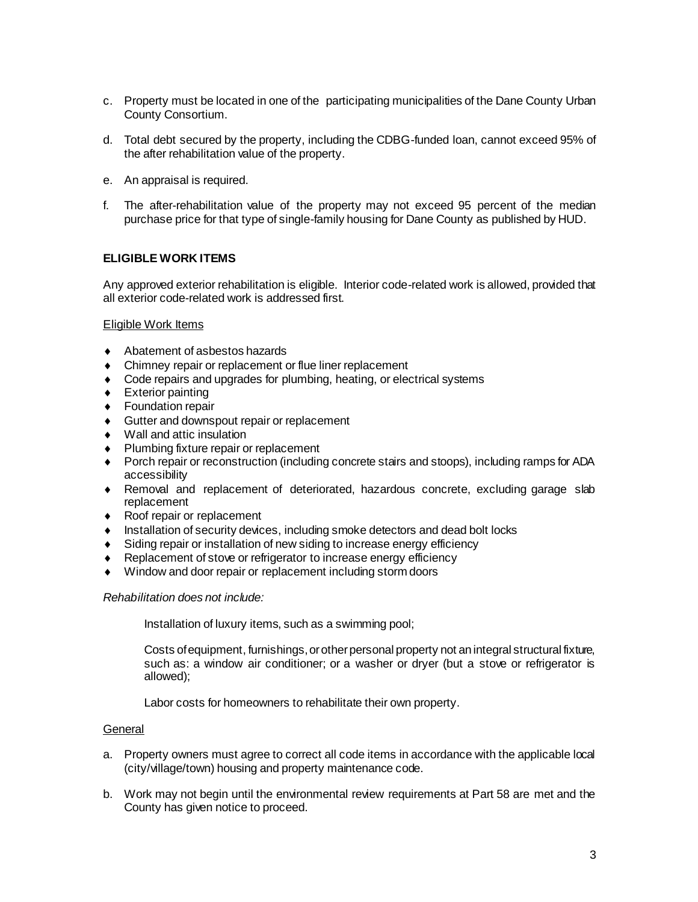c. Property must be located in one of the participating municipalities of the Dane County Urban County Consortium.

d. Total debt secured by the property, including the CDBG-funded loan, cannot exceed 95% of the after rehabilitation value of the property.

e. An appraisal is required.

f. The after-rehabilitation value of the property may not exceed 95 percent of the median purchase price for that type of single-family housing for Dane County as published by HUD.

## ELIGIBLE WORK ITEMS

Any approved exterior rehabilitation is eligible. Interior code-related work is allowed, provided that all exterior code-related work is addressed first.

Eligible Work Items

- Abatement of asbestos hazards
- Chimney repair or replacement or flue liner replacement
- Code repairs and upgrades for plumbing, heating, or electrical systems
- Exterior painting
- Foundation repair
- Gutter and downspout repair or replacement
- Wall and attic insulation
- Plumbing fixture repair or replacement
- Porch repair or reconstruction (including concrete stairs and stoops), including ramps for ADA accessibility
- Removal and replacement of deteriorated, hazardous concrete, excluding garage slab replacement
- Roof repair or replacement
- Installation of security devices, including smoke detectors and dead bolt locks
- Siding repair or installation of new siding to increase energy efficiency
- Replacement of stove or refrigerator to increase energy efficiency
- Window and door repair or replacement including storm doors

*Rehabilitation does not include:*

Installation of luxury items, such as a swimming pool;

Costs of equipment, furnishings, or other personal property not an integral structural fixture, such as: a window air conditioner; or a washer or dryer (but a stove or refrigerator is allowed);

Labor costs for homeowners to rehabilitate their own property.

General

a. Property owners must agree to correct all code items in accordance with the applicable local (city/village/town) housing and property maintenance code.

b. Work may not begin until the environmental review requirements at Part 58 are met and the County has given notice to proceed.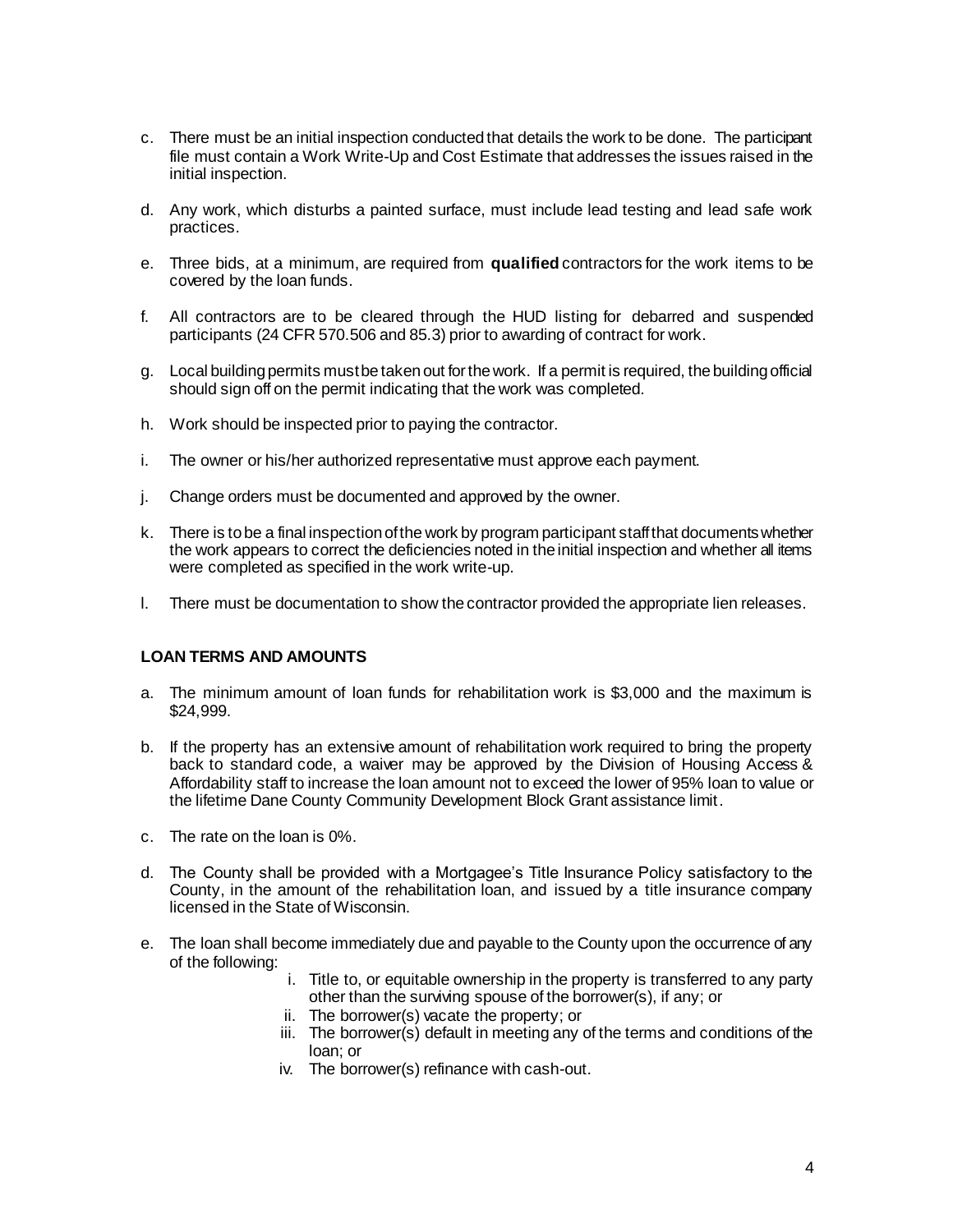c. There must be an initial inspection conducted that details the work to be done. The participant file must contain a Work Write-Up and Cost Estimate that addresses the issues raised in the initial inspection.

d. Any work, which disturbs a painted surface, must include lead testing and lead safe work practices.

e. Three bids, at a minimum, are required from **qualified** contractors for the work items to be covered by the loan funds.

f. All contractors are to be cleared through the HUD listing for debarred and suspended participants (24 CFR 570.506 and 85.3) prior to awarding of contract for work.

g. Local building permits must be taken out for the work. If a permit is required, the building official should sign off on the permit indicating that the work was completed.

h. Work should be inspected prior to paying the contractor.

i. The owner or his/her authorized representative must approve each payment.

j. Change orders must be documented and approved by the owner.

k. There is to be a final inspection of the work by program participant staff that documents whether the work appears to correct the deficiencies noted in the initial inspection and whether all items were completed as specified in the work write-up.

l. There must be documentation to show the contractor provided the appropriate lien releases.

**LOAN TERMS AND AMOUNTS**

a. The minimum amount of loan funds for rehabilitation work is $3,000 and the maximum is $24,999.

b. If the property has an extensive amount of rehabilitation work required to bring the property back to standard code, a waiver may be approved by the Division of Housing Access & Affordability staff to increase the loan amount not to exceed the lower of 95% loan to value or the lifetime Dane County Community Development Block Grant assistance limit.

c. The rate on the loan is 0%.

d. The County shall be provided with a Mortgagee's Title Insurance Policy satisfactory to the County, in the amount of the rehabilitation loan, and issued by a title insurance company licensed in the State of Wisconsin.

e. The loan shall become immediately due and payable to the County upon the occurrence of any of the following:

    i. Title to, or equitable ownership in the property is transferred to any party other than the surviving spouse of the borrower(s), if any; or
    ii. The borrower(s) vacate the property; or
    iii. The borrower(s) default in meeting any of the terms and conditions of the loan; or
    iv. The borrower(s) refinance with cash-out.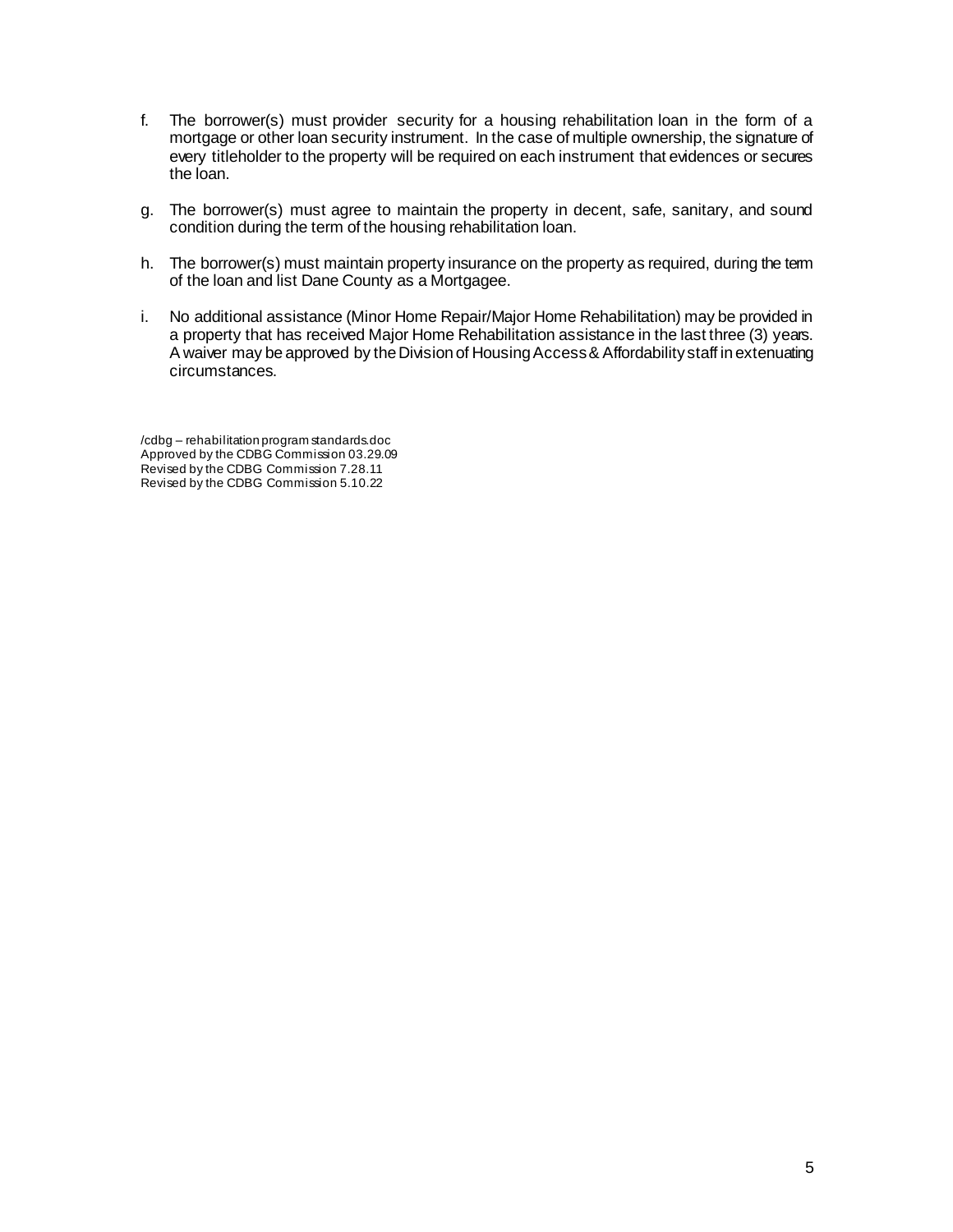f. The borrower(s) must provider security for a housing rehabilitation loan in the form of a mortgage or other loan security instrument. In the case of multiple ownership, the signature of every titleholder to the property will be required on each instrument that evidences or secures the loan.

g. The borrower(s) must agree to maintain the property in decent, safe, sanitary, and sound condition during the term of the housing rehabilitation loan.

h. The borrower(s) must maintain property insurance on the property as required, during the term of the loan and list Dane County as a Mortgagee.

i. No additional assistance (Minor Home Repair/Major Home Rehabilitation) may be provided in a property that has received Major Home Rehabilitation assistance in the last three (3) years. A waiver may be approved by the Division of Housing Access & Affordability staff in extenuating circumstances.

/cdbg – rehabilitation program standards.doc
Approved by the CDBG Commission 03.29.09
Revised by the CDBG Commission 7.28.11
Revised by the CDBG Commission 5.10.22